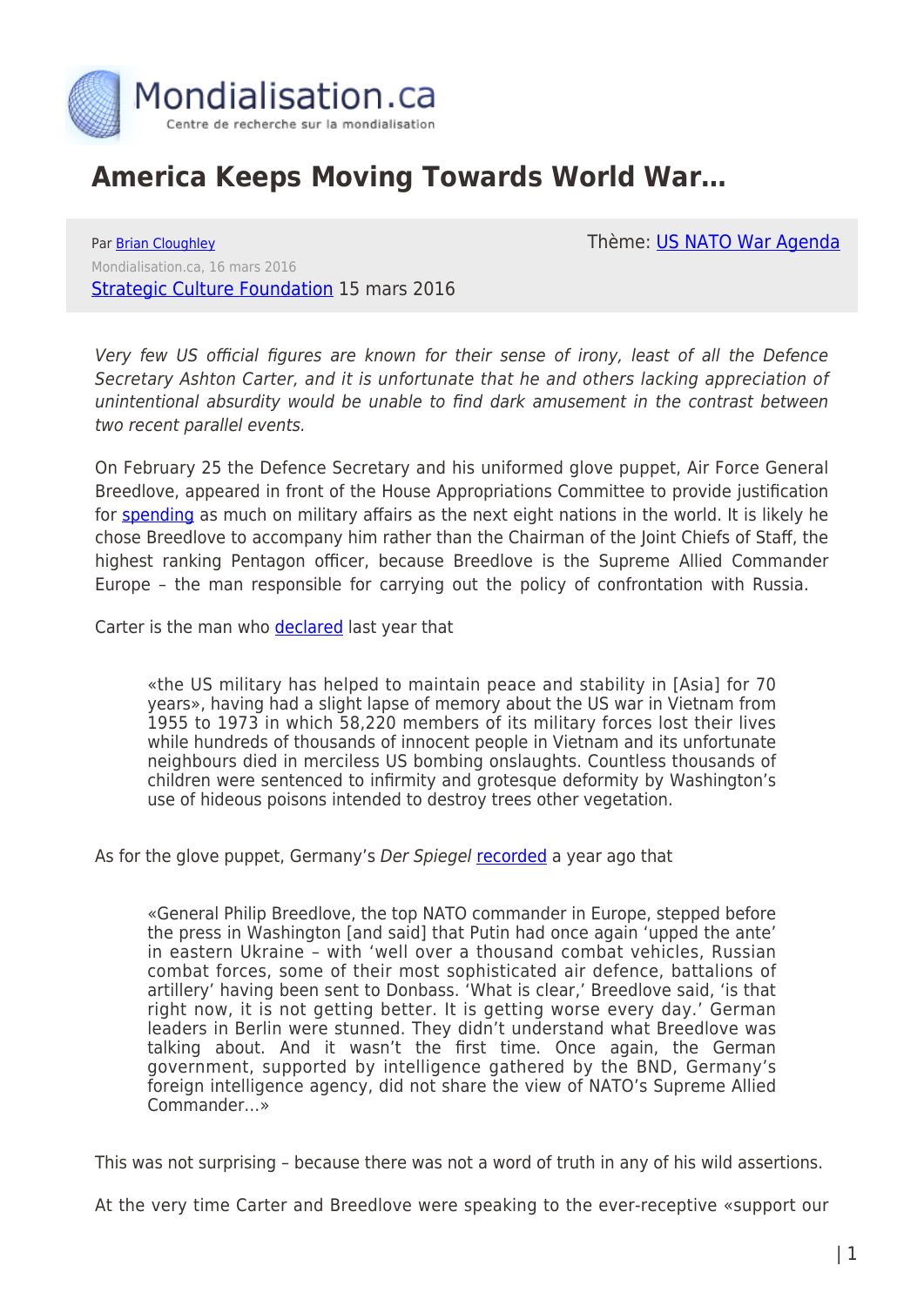# America Keeps Moving Towards World War…

Par Brian Cloughley

Mondialisation.ca, 16 mars 2016

Strategic Culture Foundation 15 mars 2016

Thème: US NATO War Agenda

*Very few US official figures are known for their sense of irony, least of all the Defence Secretary Ashton Carter, and it is unfortunate that he and others lacking appreciation of unintentional absurdity would be unable to find dark amusement in the contrast between two recent parallel events.*

On February 25 the Defence Secretary and his uniformed glove puppet, Air Force General Breedlove, appeared in front of the House Appropriations Committee to provide justification for spending as much on military affairs as the next eight nations in the world. It is likely he chose Breedlove to accompany him rather than the Chairman of the Joint Chiefs of Staff, the highest ranking Pentagon officer, because Breedlove is the Supreme Allied Commander Europe – the man responsible for carrying out the policy of confrontation with Russia.

Carter is the man who declared last year that

> «the US military has helped to maintain peace and stability in [Asia] for 70 years», having had a slight lapse of memory about the US war in Vietnam from 1955 to 1973 in which 58,220 members of its military forces lost their lives while hundreds of thousands of innocent people in Vietnam and its unfortunate neighbours died in merciless US bombing onslaughts. Countless thousands of children were sentenced to infirmity and grotesque deformity by Washington's use of hideous poisons intended to destroy trees other vegetation.

As for the glove puppet, Germany's *Der Spiegel* recorded a year ago that

> «General Philip Breedlove, the top NATO commander in Europe, stepped before the press in Washington [and said] that Putin had once again 'upped the ante' in eastern Ukraine – with 'well over a thousand combat vehicles, Russian combat forces, some of their most sophisticated air defence, battalions of artillery' having been sent to Donbass. 'What is clear,' Breedlove said, 'is that right now, it is not getting better. It is getting worse every day.' German leaders in Berlin were stunned. They didn't understand what Breedlove was talking about. And it wasn't the first time. Once again, the German government, supported by intelligence gathered by the BND, Germany's foreign intelligence agency, did not share the view of NATO's Supreme Allied Commander…»

This was not surprising – because there was not a word of truth in any of his wild assertions.

At the very time Carter and Breedlove were speaking to the ever-receptive «support our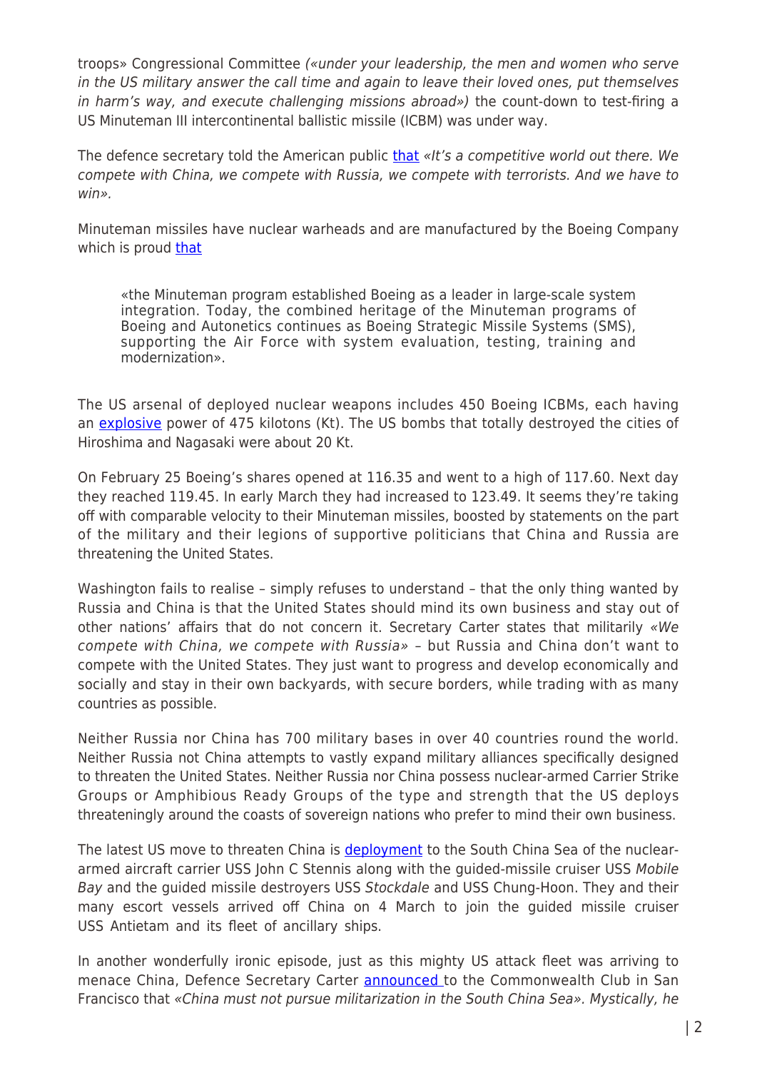troops» Congressional Committee *(«under your leadership, the men and women who serve in the US military answer the call time and again to leave their loved ones, put themselves in harm's way, and execute challenging missions abroad»)* the count-down to test-firing a US Minuteman III intercontinental ballistic missile (ICBM) was under way.

The defence secretary told the American public that *«It's a competitive world out there. We compete with China, we compete with Russia, we compete with terrorists. And we have to win».*

Minuteman missiles have nuclear warheads and are manufactured by the Boeing Company which is proud that

> «the Minuteman program established Boeing as a leader in large-scale system integration. Today, the combined heritage of the Minuteman programs of Boeing and Autonetics continues as Boeing Strategic Missile Systems (SMS), supporting the Air Force with system evaluation, testing, training and modernization».

The US arsenal of deployed nuclear weapons includes 450 Boeing ICBMs, each having an explosive power of 475 kilotons (Kt). The US bombs that totally destroyed the cities of Hiroshima and Nagasaki were about 20 Kt.

On February 25 Boeing's shares opened at 116.35 and went to a high of 117.60. Next day they reached 119.45. In early March they had increased to 123.49. It seems they're taking off with comparable velocity to their Minuteman missiles, boosted by statements on the part of the military and their legions of supportive politicians that China and Russia are threatening the United States.

Washington fails to realise – simply refuses to understand – that the only thing wanted by Russia and China is that the United States should mind its own business and stay out of other nations' affairs that do not concern it. Secretary Carter states that militarily *«We compete with China, we compete with Russia»* – but Russia and China don't want to compete with the United States. They just want to progress and develop economically and socially and stay in their own backyards, with secure borders, while trading with as many countries as possible.

Neither Russia nor China has 700 military bases in over 40 countries round the world. Neither Russia not China attempts to vastly expand military alliances specifically designed to threaten the United States. Neither Russia nor China possess nuclear-armed Carrier Strike Groups or Amphibious Ready Groups of the type and strength that the US deploys threateningly around the coasts of sovereign nations who prefer to mind their own business.

The latest US move to threaten China is deployment to the South China Sea of the nuclear-armed aircraft carrier USS John C Stennis along with the guided-missile cruiser USS *Mobile Bay* and the guided missile destroyers USS *Stockdale* and USS Chung-Hoon. They and their many escort vessels arrived off China on 4 March to join the guided missile cruiser USS Antietam and its fleet of ancillary ships.

In another wonderfully ironic episode, just as this mighty US attack fleet was arriving to menace China, Defence Secretary Carter announced to the Commonwealth Club in San Francisco that *«China must not pursue militarization in the South China Sea». Mystically, he*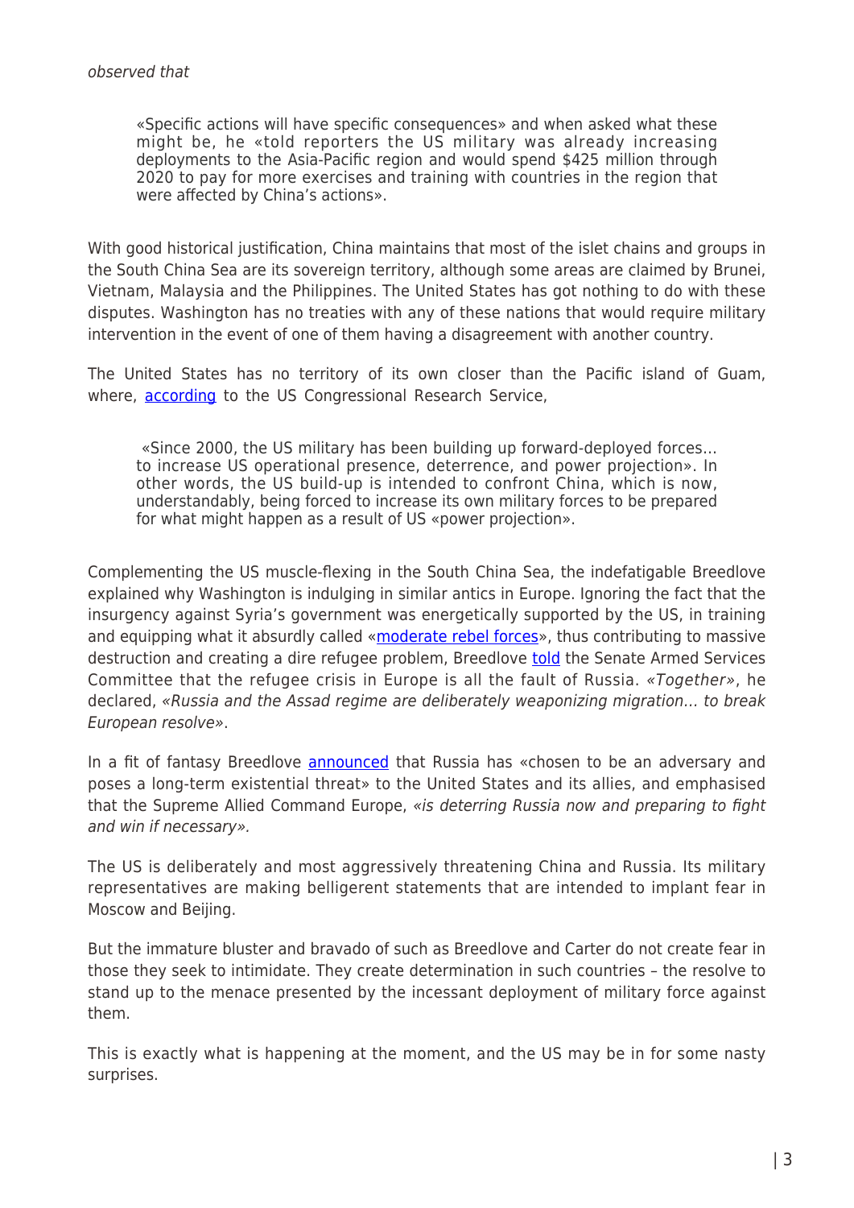*observed that*

> «Specific actions will have specific consequences» and when asked what these might be, he «told reporters the US military was already increasing deployments to the Asia-Pacific region and would spend $425 million through 2020 to pay for more exercises and training with countries in the region that were affected by China's actions».

With good historical justification, China maintains that most of the islet chains and groups in the South China Sea are its sovereign territory, although some areas are claimed by Brunei, Vietnam, Malaysia and the Philippines. The United States has got nothing to do with these disputes. Washington has no treaties with any of these nations that would require military intervention in the event of one of them having a disagreement with another country.

The United States has no territory of its own closer than the Pacific island of Guam, where, according to the US Congressional Research Service,

> «Since 2000, the US military has been building up forward-deployed forces… to increase US operational presence, deterrence, and power projection». In other words, the US build-up is intended to confront China, which is now, understandably, being forced to increase its own military forces to be prepared for what might happen as a result of US «power projection».

Complementing the US muscle-flexing in the South China Sea, the indefatigable Breedlove explained why Washington is indulging in similar antics in Europe. Ignoring the fact that the insurgency against Syria's government was energetically supported by the US, in training and equipping what it absurdly called «moderate rebel forces», thus contributing to massive destruction and creating a dire refugee problem, Breedlove told the Senate Armed Services Committee that the refugee crisis in Europe is all the fault of Russia. *«Together»*, he declared, *«Russia and the Assad regime are deliberately weaponizing migration… to break European resolve»*.

In a fit of fantasy Breedlove announced that Russia has «chosen to be an adversary and poses a long-term existential threat» to the United States and its allies, and emphasised that the Supreme Allied Command Europe, *«is deterring Russia now and preparing to fight and win if necessary».*

The US is deliberately and most aggressively threatening China and Russia. Its military representatives are making belligerent statements that are intended to implant fear in Moscow and Beijing.

But the immature bluster and bravado of such as Breedlove and Carter do not create fear in those they seek to intimidate. They create determination in such countries – the resolve to stand up to the menace presented by the incessant deployment of military force against them.

This is exactly what is happening at the moment, and the US may be in for some nasty surprises.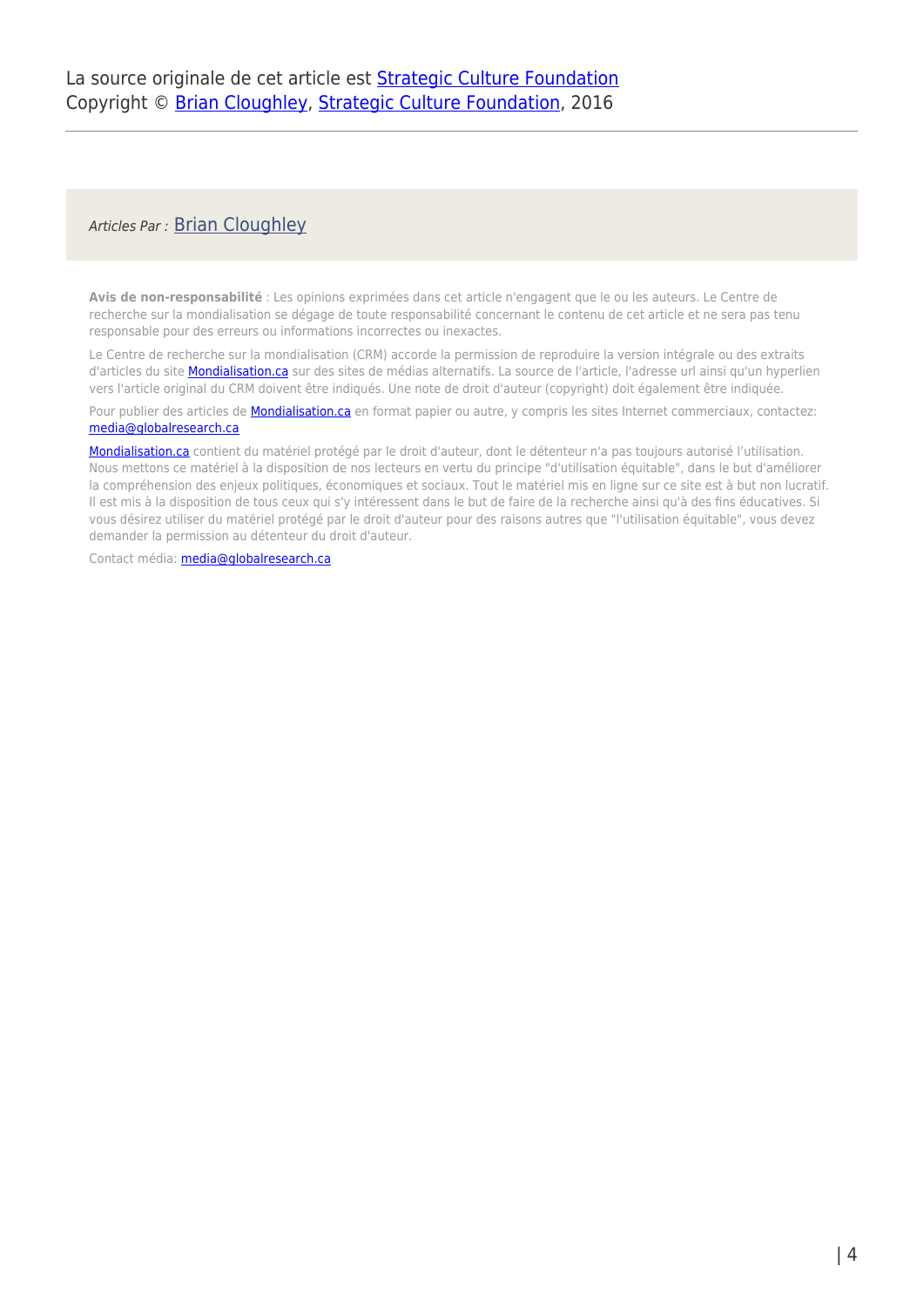La source originale de cet article est [Strategic Culture Foundation](#)
Copyright © [Brian Cloughley](#), [Strategic Culture Foundation](#), 2016

---

*Articles Par :* [Brian Cloughley](#)

**Avis de non-responsabilité** : Les opinions exprimées dans cet article n'engagent que le ou les auteurs. Le Centre de recherche sur la mondialisation se dégage de toute responsabilité concernant le contenu de cet article et ne sera pas tenu responsable pour des erreurs ou informations incorrectes ou inexactes.

Le Centre de recherche sur la mondialisation (CRM) accorde la permission de reproduire la version intégrale ou des extraits d'articles du site [Mondialisation.ca](#) sur des sites de médias alternatifs. La source de l'article, l'adresse url ainsi qu'un hyperlien vers l'article original du CRM doivent être indiqués. Une note de droit d'auteur (copyright) doit également être indiquée.

Pour publier des articles de [Mondialisation.ca](#) en format papier ou autre, y compris les sites Internet commerciaux, contactez: [media@globalresearch.ca](#)

[Mondialisation.ca](#) contient du matériel protégé par le droit d'auteur, dont le détenteur n'a pas toujours autorisé l'utilisation. Nous mettons ce matériel à la disposition de nos lecteurs en vertu du principe "d'utilisation équitable", dans le but d'améliorer la compréhension des enjeux politiques, économiques et sociaux. Tout le matériel mis en ligne sur ce site est à but non lucratif. Il est mis à la disposition de tous ceux qui s'y intéressent dans le but de faire de la recherche ainsi qu'à des fins éducatives. Si vous désirez utiliser du matériel protégé par le droit d'auteur pour des raisons autres que "l'utilisation équitable", vous devez demander la permission au détenteur du droit d'auteur.

Contact média: [media@globalresearch.ca](#)